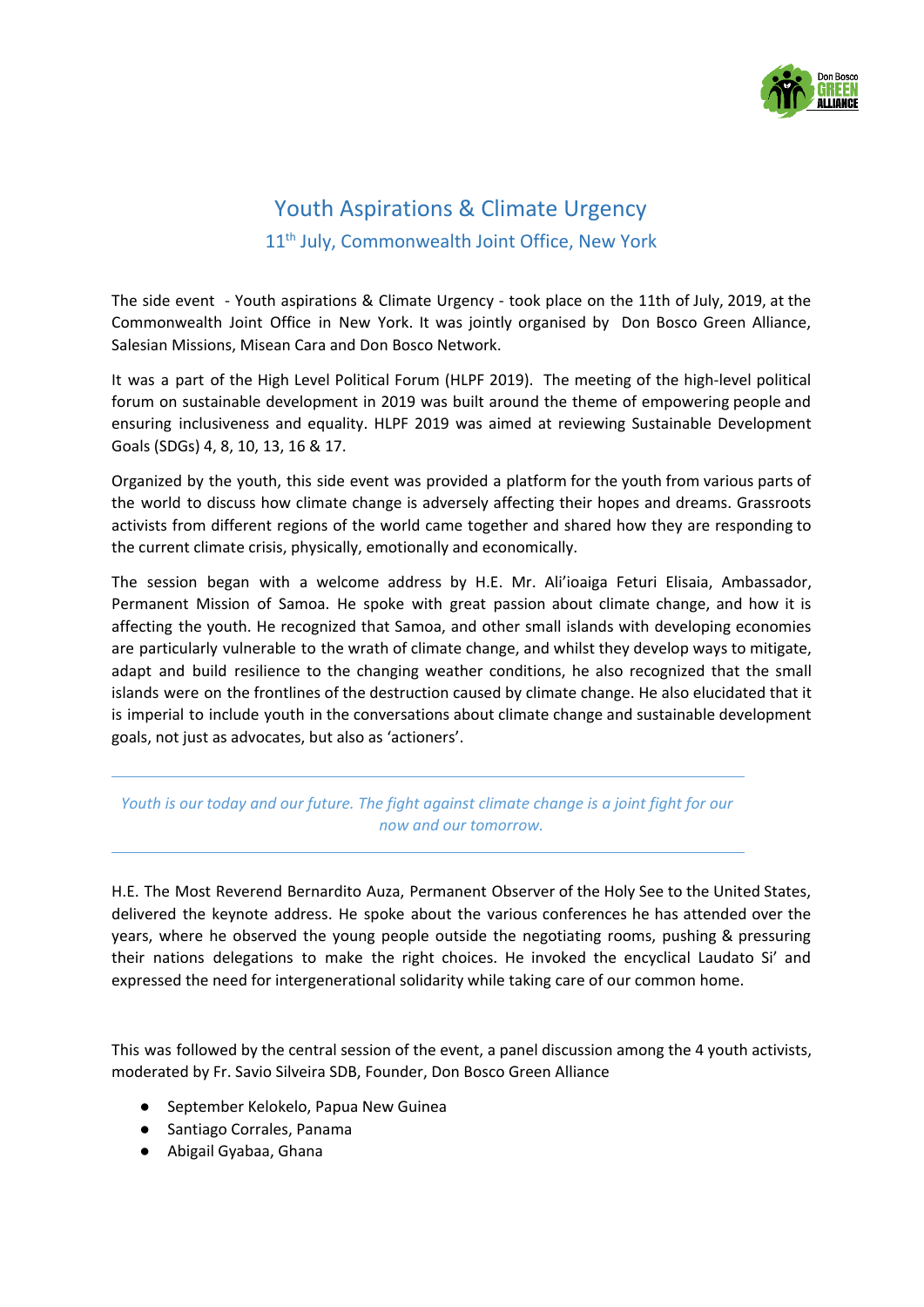# Youth Aspirations & Climate Urgency

## 11th July, Commonwealth Joint Office, New York

The side event - Youth aspirations & Climate Urgency - took place on the 11th of July, 2019, at the Commonwealth Joint Office in New York. It was jointly organised by Don Bosco Green Alliance, Salesian Missions, Misean Cara and Don Bosco Network.

It was a part of the High Level Political Forum (HLPF 2019). The meeting of the high-level political forum on sustainable development in 2019 was built around the theme of empowering people and ensuring inclusiveness and equality. HLPF 2019 was aimed at reviewing Sustainable Development Goals (SDGs) 4, 8, 10, 13, 16 & 17.

Organized by the youth, this side event was provided a platform for the youth from various parts of the world to discuss how climate change is adversely affecting their hopes and dreams. Grassroots activists from different regions of the world came together and shared how they are responding to the current climate crisis, physically, emotionally and economically.

The session began with a welcome address by H.E. Mr. Ali'ioaiga Feturi Elisaia, Ambassador, Permanent Mission of Samoa. He spoke with great passion about climate change, and how it is affecting the youth. He recognized that Samoa, and other small islands with developing economies are particularly vulnerable to the wrath of climate change, and whilst they develop ways to mitigate, adapt and build resilience to the changing weather conditions, he also recognized that the small islands were on the frontlines of the destruction caused by climate change. He also elucidated that it is imperial to include youth in the conversations about climate change and sustainable development goals, not just as advocates, but also as 'actioners'.

---

*Youth is our today and our future. The fight against climate change is a joint fight for our now and our tomorrow.*

---

H.E. The Most Reverend Bernardito Auza, Permanent Observer of the Holy See to the United States, delivered the keynote address. He spoke about the various conferences he has attended over the years, where he observed the young people outside the negotiating rooms, pushing & pressuring their nations delegations to make the right choices. He invoked the encyclical Laudato Si' and expressed the need for intergenerational solidarity while taking care of our common home.

This was followed by the central session of the event, a panel discussion among the 4 youth activists, moderated by Fr. Savio Silveira SDB, Founder, Don Bosco Green Alliance

- September Kelokelo, Papua New Guinea
- Santiago Corrales, Panama
- Abigail Gyabaa, Ghana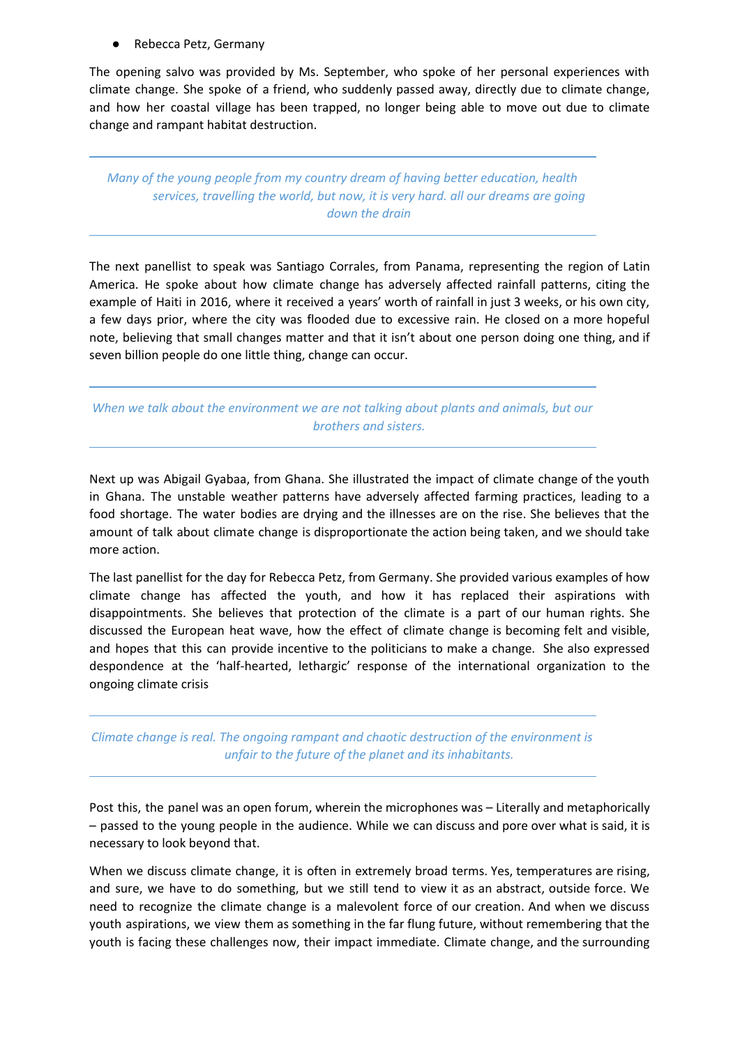- Rebecca Petz, Germany

The opening salvo was provided by Ms. September, who spoke of her personal experiences with climate change. She spoke of a friend, who suddenly passed away, directly due to climate change, and how her coastal village has been trapped, no longer being able to move out due to climate change and rampant habitat destruction.

---

*Many of the young people from my country dream of having better education, health services, travelling the world, but now, it is very hard. all our dreams are going down the drain*

---

The next panellist to speak was Santiago Corrales, from Panama, representing the region of Latin America. He spoke about how climate change has adversely affected rainfall patterns, citing the example of Haiti in 2016, where it received a years' worth of rainfall in just 3 weeks, or his own city, a few days prior, where the city was flooded due to excessive rain. He closed on a more hopeful note, believing that small changes matter and that it isn't about one person doing one thing, and if seven billion people do one little thing, change can occur.

---

*When we talk about the environment we are not talking about plants and animals, but our brothers and sisters.*

---

Next up was Abigail Gyabaa, from Ghana. She illustrated the impact of climate change of the youth in Ghana. The unstable weather patterns have adversely affected farming practices, leading to a food shortage. The water bodies are drying and the illnesses are on the rise. She believes that the amount of talk about climate change is disproportionate the action being taken, and we should take more action.

The last panellist for the day for Rebecca Petz, from Germany. She provided various examples of how climate change has affected the youth, and how it has replaced their aspirations with disappointments. She believes that protection of the climate is a part of our human rights. She discussed the European heat wave, how the effect of climate change is becoming felt and visible, and hopes that this can provide incentive to the politicians to make a change. She also expressed despondence at the 'half-hearted, lethargic' response of the international organization to the ongoing climate crisis

---

*Climate change is real. The ongoing rampant and chaotic destruction of the environment is unfair to the future of the planet and its inhabitants.*

---

Post this, the panel was an open forum, wherein the microphones was – Literally and metaphorically – passed to the young people in the audience. While we can discuss and pore over what is said, it is necessary to look beyond that.

When we discuss climate change, it is often in extremely broad terms. Yes, temperatures are rising, and sure, we have to do something, but we still tend to view it as an abstract, outside force. We need to recognize the climate change is a malevolent force of our creation. And when we discuss youth aspirations, we view them as something in the far flung future, without remembering that the youth is facing these challenges now, their impact immediate. Climate change, and the surrounding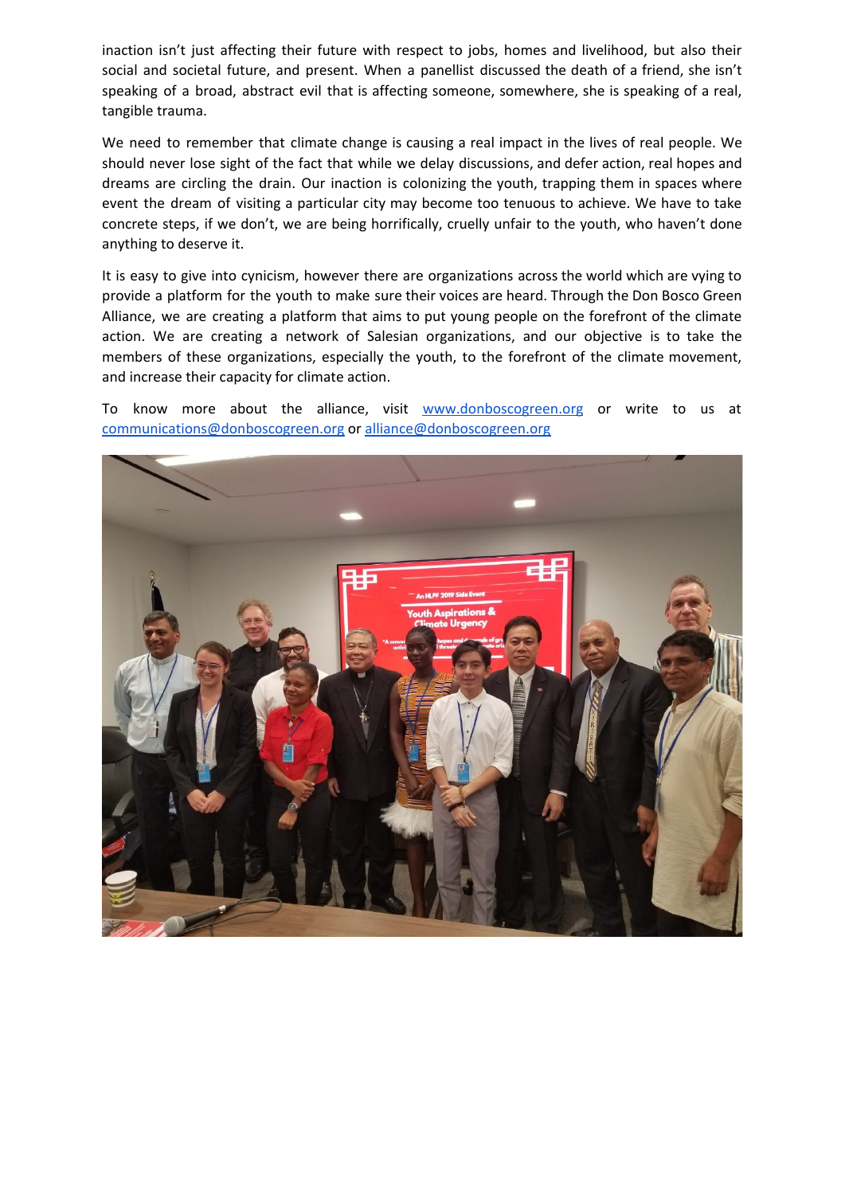inaction isn't just affecting their future with respect to jobs, homes and livelihood, but also their social and societal future, and present. When a panellist discussed the death of a friend, she isn't speaking of a broad, abstract evil that is affecting someone, somewhere, she is speaking of a real, tangible trauma.

We need to remember that climate change is causing a real impact in the lives of real people. We should never lose sight of the fact that while we delay discussions, and defer action, real hopes and dreams are circling the drain. Our inaction is colonizing the youth, trapping them in spaces where event the dream of visiting a particular city may become too tenuous to achieve. We have to take concrete steps, if we don't, we are being horrifically, cruelly unfair to the youth, who haven't done anything to deserve it.

It is easy to give into cynicism, however there are organizations across the world which are vying to provide a platform for the youth to make sure their voices are heard. Through the Don Bosco Green Alliance, we are creating a platform that aims to put young people on the forefront of the climate action. We are creating a network of Salesian organizations, and our objective is to take the members of these organizations, especially the youth, to the forefront of the climate movement, and increase their capacity for climate action.

To know more about the alliance, visit www.donboscogreen.org or write to us at communications@donboscogreen.org or alliance@donboscogreen.org